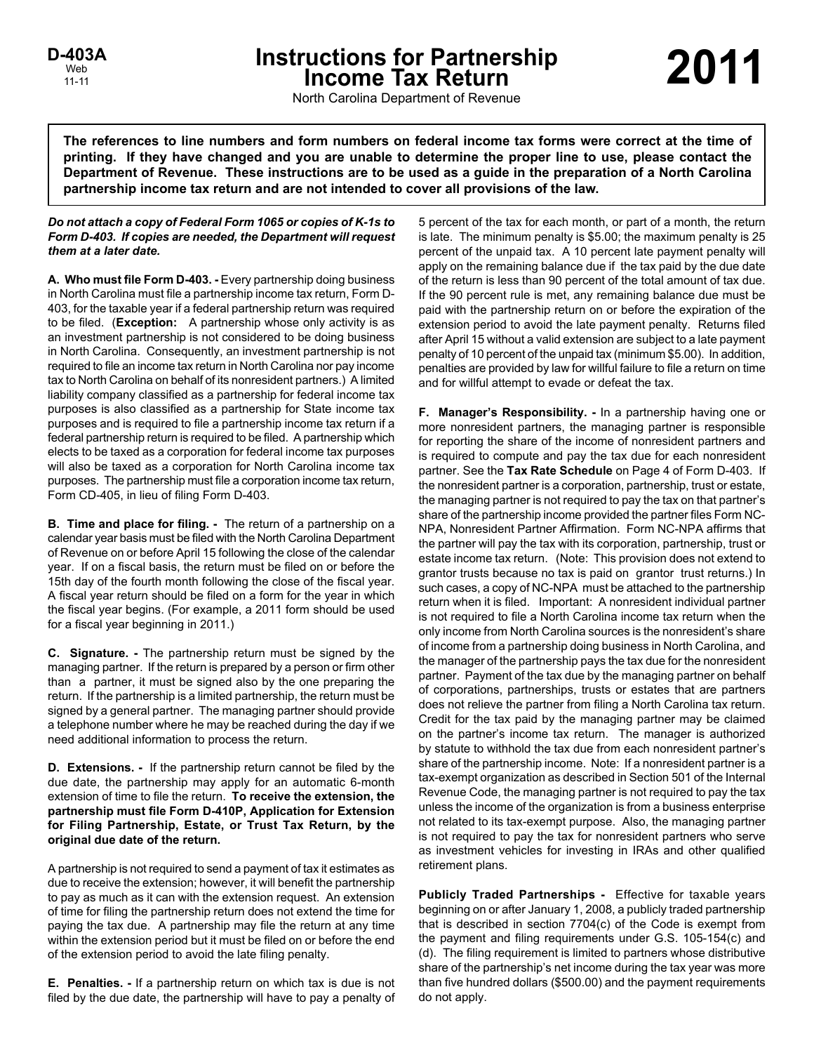D-403A
Web
11-11

# Instructions for Partnership Income Tax Return

# 2011

North Carolina Department of Revenue

**The references to line numbers and form numbers on federal income tax forms were correct at the time of printing. If they have changed and you are unable to determine the proper line to use, please contact the Department of Revenue. These instructions are to be used as a guide in the preparation of a North Carolina partnership income tax return and are not intended to cover all provisions of the law.**

***Do not attach a copy of Federal Form 1065 or copies of K-1s to Form D-403. If copies are needed, the Department will request them at a later date.***

**A. Who must file Form D-403. -** Every partnership doing business in North Carolina must file a partnership income tax return, Form D-403, for the taxable year if a federal partnership return was required to be filed. (**Exception:** A partnership whose only activity is as an investment partnership is not considered to be doing business in North Carolina. Consequently, an investment partnership is not required to file an income tax return in North Carolina nor pay income tax to North Carolina on behalf of its nonresident partners.) A limited liability company classified as a partnership for federal income tax purposes is also classified as a partnership for State income tax purposes and is required to file a partnership income tax return if a federal partnership return is required to be filed. A partnership which elects to be taxed as a corporation for federal income tax purposes will also be taxed as a corporation for North Carolina income tax purposes. The partnership must file a corporation income tax return, Form CD-405, in lieu of filing Form D-403.

**B. Time and place for filing. -** The return of a partnership on a calendar year basis must be filed with the North Carolina Department of Revenue on or before April 15 following the close of the calendar year. If on a fiscal basis, the return must be filed on or before the 15th day of the fourth month following the close of the fiscal year. A fiscal year return should be filed on a form for the year in which the fiscal year begins. (For example, a 2011 form should be used for a fiscal year beginning in 2011.)

**C. Signature. -** The partnership return must be signed by the managing partner. If the return is prepared by a person or firm other than a partner, it must be signed also by the one preparing the return. If the partnership is a limited partnership, the return must be signed by a general partner. The managing partner should provide a telephone number where he may be reached during the day if we need additional information to process the return.

**D. Extensions. -** If the partnership return cannot be filed by the due date, the partnership may apply for an automatic 6-month extension of time to file the return. **To receive the extension, the partnership must file Form D-410P, Application for Extension for Filing Partnership, Estate, or Trust Tax Return, by the original due date of the return.**

A partnership is not required to send a payment of tax it estimates as due to receive the extension; however, it will benefit the partnership to pay as much as it can with the extension request. An extension of time for filing the partnership return does not extend the time for paying the tax due. A partnership may file the return at any time within the extension period but it must be filed on or before the end of the extension period to avoid the late filing penalty.

**E. Penalties. -** If a partnership return on which tax is due is not filed by the due date, the partnership will have to pay a penalty of 5 percent of the tax for each month, or part of a month, the return is late. The minimum penalty is $5.00; the maximum penalty is 25 percent of the unpaid tax. A 10 percent late payment penalty will apply on the remaining balance due if the tax paid by the due date of the return is less than 90 percent of the total amount of tax due. If the 90 percent rule is met, any remaining balance due must be paid with the partnership return on or before the expiration of the extension period to avoid the late payment penalty. Returns filed after April 15 without a valid extension are subject to a late payment penalty of 10 percent of the unpaid tax (minimum $5.00). In addition, penalties are provided by law for willful failure to file a return on time and for willful attempt to evade or defeat the tax.

**F. Manager's Responsibility. -** In a partnership having one or more nonresident partners, the managing partner is responsible for reporting the share of the income of nonresident partners and is required to compute and pay the tax due for each nonresident partner. See the **Tax Rate Schedule** on Page 4 of Form D-403. If the nonresident partner is a corporation, partnership, trust or estate, the managing partner is not required to pay the tax on that partner's share of the partnership income provided the partner files Form NC-NPA, Nonresident Partner Affirmation. Form NC-NPA affirms that the partner will pay the tax with its corporation, partnership, trust or estate income tax return. (Note: This provision does not extend to grantor trusts because no tax is paid on grantor trust returns.) In such cases, a copy of NC-NPA must be attached to the partnership return when it is filed. Important: A nonresident individual partner is not required to file a North Carolina income tax return when the only income from North Carolina sources is the nonresident's share of income from a partnership doing business in North Carolina, and the manager of the partnership pays the tax due for the nonresident partner. Payment of the tax due by the managing partner on behalf of corporations, partnerships, trusts or estates that are partners does not relieve the partner from filing a North Carolina tax return. Credit for the tax paid by the managing partner may be claimed on the partner's income tax return. The manager is authorized by statute to withhold the tax due from each nonresident partner's share of the partnership income. Note: If a nonresident partner is a tax-exempt organization as described in Section 501 of the Internal Revenue Code, the managing partner is not required to pay the tax unless the income of the organization is from a business enterprise not related to its tax-exempt purpose. Also, the managing partner is not required to pay the tax for nonresident partners who serve as investment vehicles for investing in IRAs and other qualified retirement plans.

**Publicly Traded Partnerships -** Effective for taxable years beginning on or after January 1, 2008, a publicly traded partnership that is described in section 7704(c) of the Code is exempt from the payment and filing requirements under G.S. 105-154(c) and (d). The filing requirement is limited to partners whose distributive share of the partnership's net income during the tax year was more than five hundred dollars ($500.00) and the payment requirements do not apply.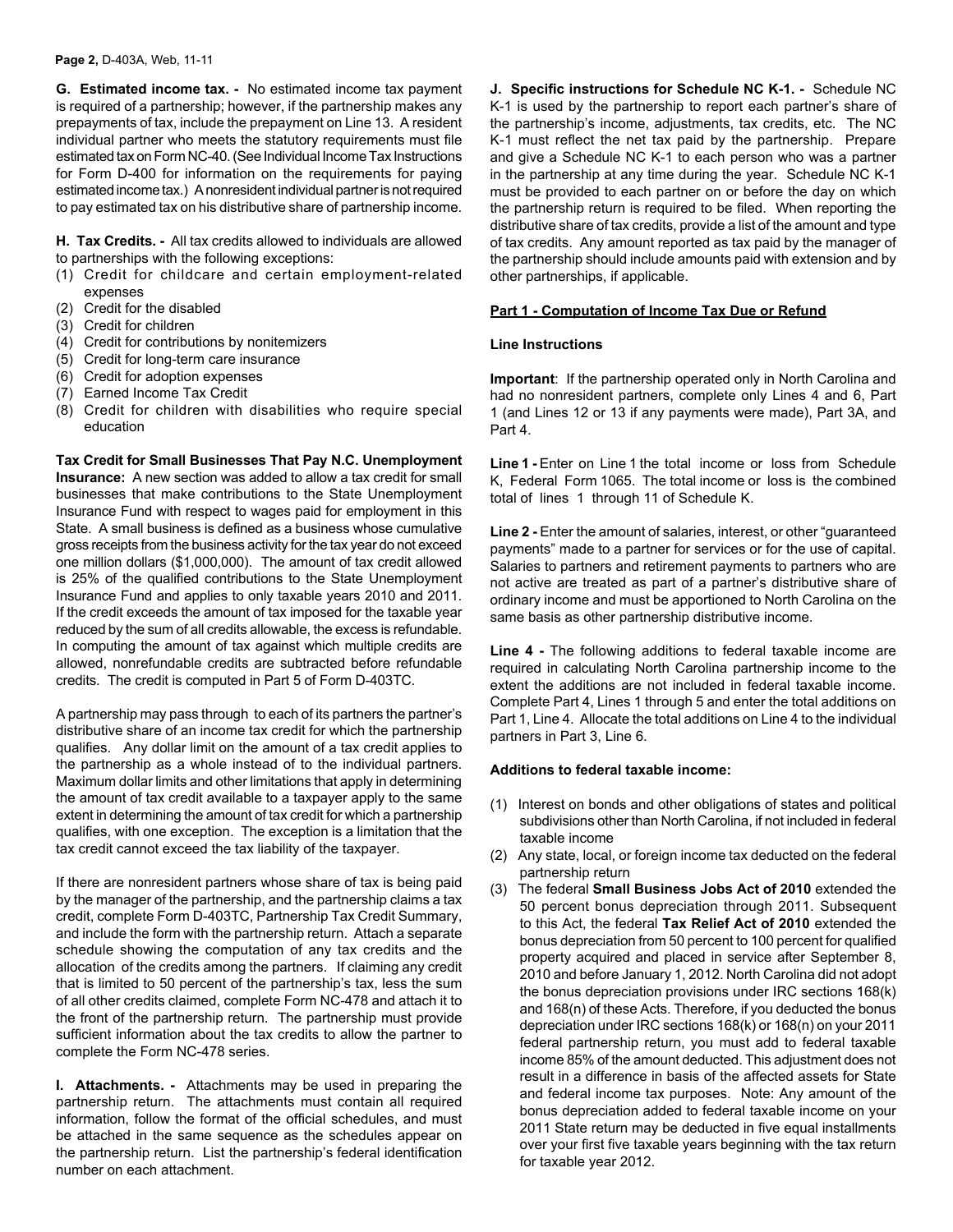**G. Estimated income tax. -** No estimated income tax payment is required of a partnership; however, if the partnership makes any prepayments of tax, include the prepayment on Line 13. A resident individual partner who meets the statutory requirements must file estimated tax on Form NC-40. (See Individual Income Tax Instructions for Form D-400 for information on the requirements for paying estimated income tax.) A nonresident individual partner is not required to pay estimated tax on his distributive share of partnership income.

**H. Tax Credits. -** All tax credits allowed to individuals are allowed to partnerships with the following exceptions:

(1) Credit for childcare and certain employment-related expenses
(2) Credit for the disabled
(3) Credit for children
(4) Credit for contributions by nonitemizers
(5) Credit for long-term care insurance
(6) Credit for adoption expenses
(7) Earned Income Tax Credit
(8) Credit for children with disabilities who require special education

**Tax Credit for Small Businesses That Pay N.C. Unemployment Insurance:** A new section was added to allow a tax credit for small businesses that make contributions to the State Unemployment Insurance Fund with respect to wages paid for employment in this State. A small business is defined as a business whose cumulative gross receipts from the business activity for the tax year do not exceed one million dollars ($1,000,000). The amount of tax credit allowed is 25% of the qualified contributions to the State Unemployment Insurance Fund and applies to only taxable years 2010 and 2011. If the credit exceeds the amount of tax imposed for the taxable year reduced by the sum of all credits allowable, the excess is refundable. In computing the amount of tax against which multiple credits are allowed, nonrefundable credits are subtracted before refundable credits. The credit is computed in Part 5 of Form D-403TC.

A partnership may pass through to each of its partners the partner's distributive share of an income tax credit for which the partnership qualifies. Any dollar limit on the amount of a tax credit applies to the partnership as a whole instead of to the individual partners. Maximum dollar limits and other limitations that apply in determining the amount of tax credit available to a taxpayer apply to the same extent in determining the amount of tax credit for which a partnership qualifies, with one exception. The exception is a limitation that the tax credit cannot exceed the tax liability of the taxpayer.

If there are nonresident partners whose share of tax is being paid by the manager of the partnership, and the partnership claims a tax credit, complete Form D-403TC, Partnership Tax Credit Summary, and include the form with the partnership return. Attach a separate schedule showing the computation of any tax credits and the allocation of the credits among the partners. If claiming any credit that is limited to 50 percent of the partnership's tax, less the sum of all other credits claimed, complete Form NC-478 and attach it to the front of the partnership return. The partnership must provide sufficient information about the tax credits to allow the partner to complete the Form NC-478 series.

**I. Attachments. -** Attachments may be used in preparing the partnership return. The attachments must contain all required information, follow the format of the official schedules, and must be attached in the same sequence as the schedules appear on the partnership return. List the partnership's federal identification number on each attachment.

**J. Specific instructions for Schedule NC K-1. -** Schedule NC K-1 is used by the partnership to report each partner's share of the partnership's income, adjustments, tax credits, etc. The NC K-1 must reflect the net tax paid by the partnership. Prepare and give a Schedule NC K-1 to each person who was a partner in the partnership at any time during the year. Schedule NC K-1 must be provided to each partner on or before the day on which the partnership return is required to be filed. When reporting the distributive share of tax credits, provide a list of the amount and type of tax credits. Any amount reported as tax paid by the manager of the partnership should include amounts paid with extension and by other partnerships, if applicable.

**Part 1 - Computation of Income Tax Due or Refund**

**Line Instructions**

**Important**: If the partnership operated only in North Carolina and had no nonresident partners, complete only Lines 4 and 6, Part 1 (and Lines 12 or 13 if any payments were made), Part 3A, and Part 4.

**Line 1 -** Enter on Line 1 the total income or loss from Schedule K, Federal Form 1065. The total income or loss is the combined total of lines 1 through 11 of Schedule K.

**Line 2 -** Enter the amount of salaries, interest, or other "guaranteed payments" made to a partner for services or for the use of capital. Salaries to partners and retirement payments to partners who are not active are treated as part of a partner's distributive share of ordinary income and must be apportioned to North Carolina on the same basis as other partnership distributive income.

**Line 4 -** The following additions to federal taxable income are required in calculating North Carolina partnership income to the extent the additions are not included in federal taxable income. Complete Part 4, Lines 1 through 5 and enter the total additions on Part 1, Line 4. Allocate the total additions on Line 4 to the individual partners in Part 3, Line 6.

**Additions to federal taxable income:**

(1) Interest on bonds and other obligations of states and political subdivisions other than North Carolina, if not included in federal taxable income
(2) Any state, local, or foreign income tax deducted on the federal partnership return
(3) The federal **Small Business Jobs Act of 2010** extended the 50 percent bonus depreciation through 2011. Subsequent to this Act, the federal **Tax Relief Act of 2010** extended the bonus depreciation from 50 percent to 100 percent for qualified property acquired and placed in service after September 8, 2010 and before January 1, 2012. North Carolina did not adopt the bonus depreciation provisions under IRC sections 168(k) and 168(n) of these Acts. Therefore, if you deducted the bonus depreciation under IRC sections 168(k) or 168(n) on your 2011 federal partnership return, you must add to federal taxable income 85% of the amount deducted. This adjustment does not result in a difference in basis of the affected assets for State and federal income tax purposes. Note: Any amount of the bonus depreciation added to federal taxable income on your 2011 State return may be deducted in five equal installments over your first five taxable years beginning with the tax return for taxable year 2012.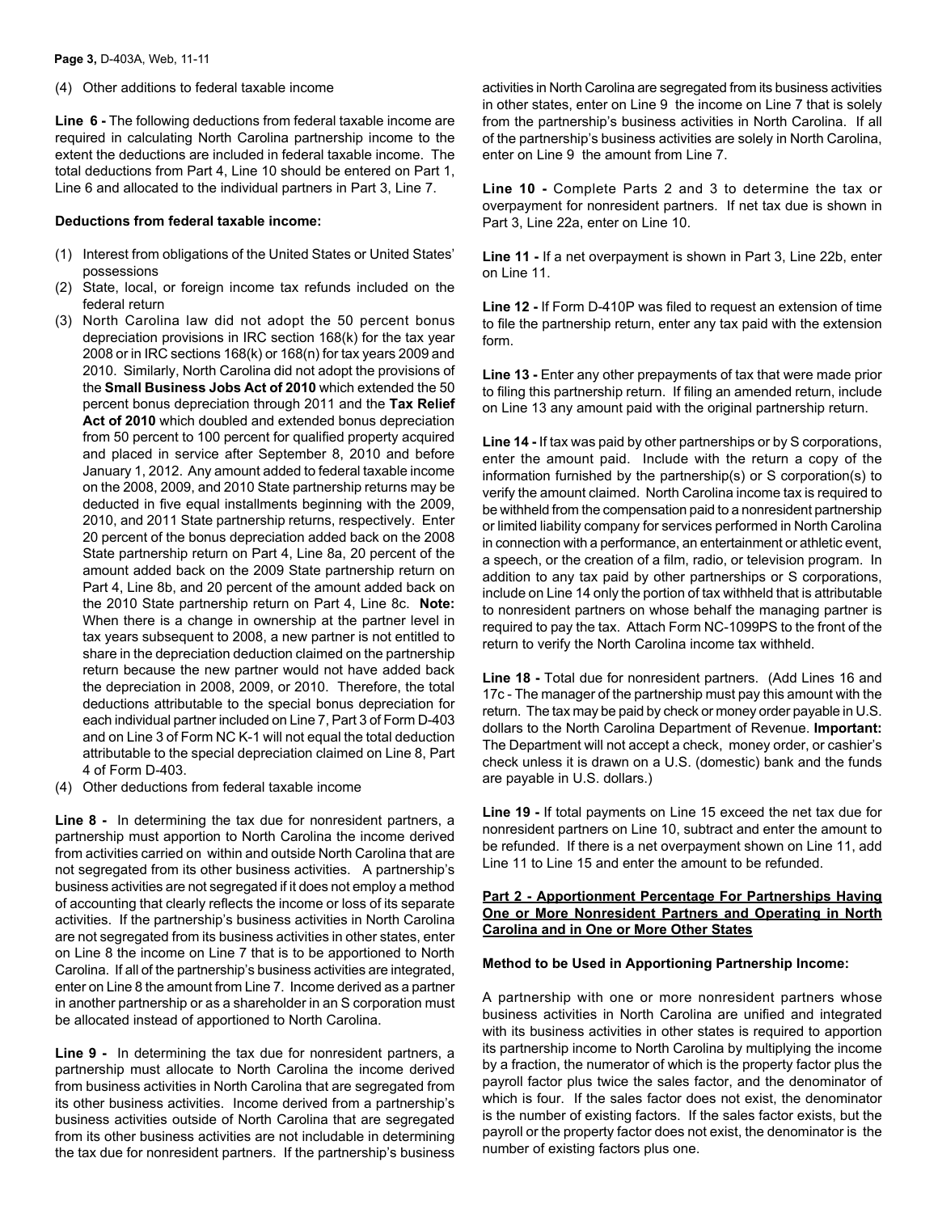(4) Other additions to federal taxable income

**Line 6 -** The following deductions from federal taxable income are required in calculating North Carolina partnership income to the extent the deductions are included in federal taxable income. The total deductions from Part 4, Line 10 should be entered on Part 1, Line 6 and allocated to the individual partners in Part 3, Line 7.

**Deductions from federal taxable income:**

(1) Interest from obligations of the United States or United States' possessions
(2) State, local, or foreign income tax refunds included on the federal return
(3) North Carolina law did not adopt the 50 percent bonus depreciation provisions in IRC section 168(k) for the tax year 2008 or in IRC sections 168(k) or 168(n) for tax years 2009 and 2010. Similarly, North Carolina did not adopt the provisions of the **Small Business Jobs Act of 2010** which extended the 50 percent bonus depreciation through 2011 and the **Tax Relief Act of 2010** which doubled and extended bonus depreciation from 50 percent to 100 percent for qualified property acquired and placed in service after September 8, 2010 and before January 1, 2012. Any amount added to federal taxable income on the 2008, 2009, and 2010 State partnership returns may be deducted in five equal installments beginning with the 2009, 2010, and 2011 State partnership returns, respectively. Enter 20 percent of the bonus depreciation added back on the 2008 State partnership return on Part 4, Line 8a, 20 percent of the amount added back on the 2009 State partnership return on Part 4, Line 8b, and 20 percent of the amount added back on the 2010 State partnership return on Part 4, Line 8c. **Note:** When there is a change in ownership at the partner level in tax years subsequent to 2008, a new partner is not entitled to share in the depreciation deduction claimed on the partnership return because the new partner would not have added back the depreciation in 2008, 2009, or 2010. Therefore, the total deductions attributable to the special bonus depreciation for each individual partner included on Line 7, Part 3 of Form D-403 and on Line 3 of Form NC K-1 will not equal the total deduction attributable to the special depreciation claimed on Line 8, Part 4 of Form D-403.
(4) Other deductions from federal taxable income

**Line 8 -** In determining the tax due for nonresident partners, a partnership must apportion to North Carolina the income derived from activities carried on within and outside North Carolina that are not segregated from its other business activities. A partnership's business activities are not segregated if it does not employ a method of accounting that clearly reflects the income or loss of its separate activities. If the partnership's business activities in North Carolina are not segregated from its business activities in other states, enter on Line 8 the income on Line 7 that is to be apportioned to North Carolina. If all of the partnership's business activities are integrated, enter on Line 8 the amount from Line 7. Income derived as a partner in another partnership or as a shareholder in an S corporation must be allocated instead of apportioned to North Carolina.

**Line 9 -** In determining the tax due for nonresident partners, a partnership must allocate to North Carolina the income derived from business activities in North Carolina that are segregated from its other business activities. Income derived from a partnership's business activities outside of North Carolina that are segregated from its other business activities are not includable in determining the tax due for nonresident partners. If the partnership's business activities in North Carolina are segregated from its business activities in other states, enter on Line 9 the income on Line 7 that is solely from the partnership's business activities in North Carolina. If all of the partnership's business activities are solely in North Carolina, enter on Line 9 the amount from Line 7.

**Line 10 -** Complete Parts 2 and 3 to determine the tax or overpayment for nonresident partners. If net tax due is shown in Part 3, Line 22a, enter on Line 10.

**Line 11 -** If a net overpayment is shown in Part 3, Line 22b, enter on Line 11.

**Line 12 -** If Form D-410P was filed to request an extension of time to file the partnership return, enter any tax paid with the extension form.

**Line 13 -** Enter any other prepayments of tax that were made prior to filing this partnership return. If filing an amended return, include on Line 13 any amount paid with the original partnership return.

**Line 14 -** If tax was paid by other partnerships or by S corporations, enter the amount paid. Include with the return a copy of the information furnished by the partnership(s) or S corporation(s) to verify the amount claimed. North Carolina income tax is required to be withheld from the compensation paid to a nonresident partnership or limited liability company for services performed in North Carolina in connection with a performance, an entertainment or athletic event, a speech, or the creation of a film, radio, or television program. In addition to any tax paid by other partnerships or S corporations, include on Line 14 only the portion of tax withheld that is attributable to nonresident partners on whose behalf the managing partner is required to pay the tax. Attach Form NC-1099PS to the front of the return to verify the North Carolina income tax withheld.

**Line 18 -** Total due for nonresident partners. (Add Lines 16 and 17c - The manager of the partnership must pay this amount with the return. The tax may be paid by check or money order payable in U.S. dollars to the North Carolina Department of Revenue. **Important:** The Department will not accept a check, money order, or cashier's check unless it is drawn on a U.S. (domestic) bank and the funds are payable in U.S. dollars.)

**Line 19 -** If total payments on Line 15 exceed the net tax due for nonresident partners on Line 10, subtract and enter the amount to be refunded. If there is a net overpayment shown on Line 11, add Line 11 to Line 15 and enter the amount to be refunded.

## Part 2 - Apportionment Percentage For Partnerships Having One or More Nonresident Partners and Operating in North Carolina and in One or More Other States

**Method to be Used in Apportioning Partnership Income:**

A partnership with one or more nonresident partners whose business activities in North Carolina are unified and integrated with its business activities in other states is required to apportion its partnership income to North Carolina by multiplying the income by a fraction, the numerator of which is the property factor plus the payroll factor plus twice the sales factor, and the denominator of which is four. If the sales factor does not exist, the denominator is the number of existing factors. If the sales factor exists, but the payroll or the property factor does not exist, the denominator is the number of existing factors plus one.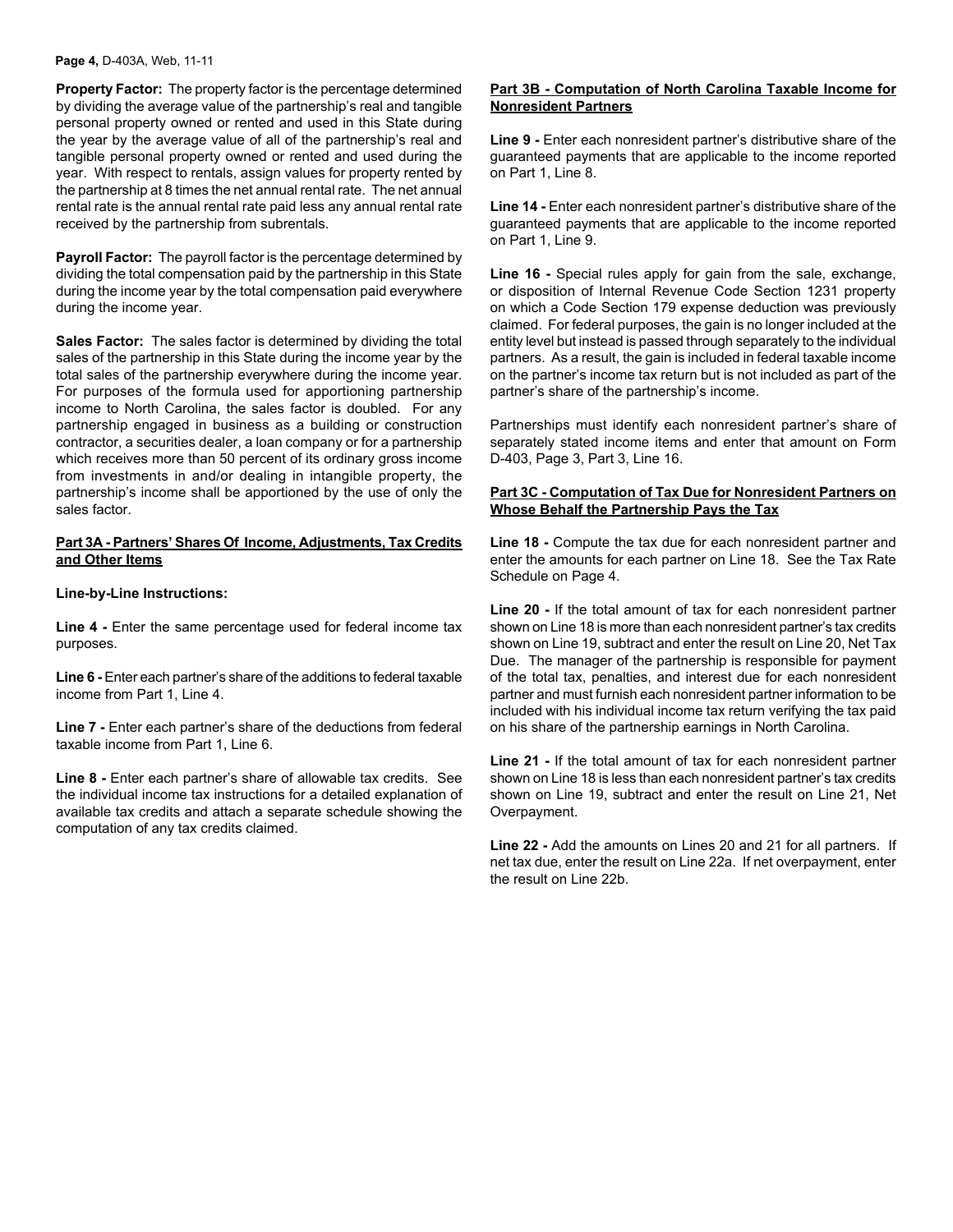**Property Factor:** The property factor is the percentage determined by dividing the average value of the partnership's real and tangible personal property owned or rented and used in this State during the year by the average value of all of the partnership's real and tangible personal property owned or rented and used during the year. With respect to rentals, assign values for property rented by the partnership at 8 times the net annual rental rate. The net annual rental rate is the annual rental rate paid less any annual rental rate received by the partnership from subrentals.

**Payroll Factor:** The payroll factor is the percentage determined by dividing the total compensation paid by the partnership in this State during the income year by the total compensation paid everywhere during the income year.

**Sales Factor:** The sales factor is determined by dividing the total sales of the partnership in this State during the income year by the total sales of the partnership everywhere during the income year. For purposes of the formula used for apportioning partnership income to North Carolina, the sales factor is doubled. For any partnership engaged in business as a building or construction contractor, a securities dealer, a loan company or for a partnership which receives more than 50 percent of its ordinary gross income from investments in and/or dealing in intangible property, the partnership's income shall be apportioned by the use of only the sales factor.

**Part 3A - Partners' Shares Of Income, Adjustments, Tax Credits and Other Items**

**Line-by-Line Instructions:**

**Line 4 -** Enter the same percentage used for federal income tax purposes.

**Line 6 -** Enter each partner's share of the additions to federal taxable income from Part 1, Line 4.

**Line 7 -** Enter each partner's share of the deductions from federal taxable income from Part 1, Line 6.

**Line 8 -** Enter each partner's share of allowable tax credits. See the individual income tax instructions for a detailed explanation of available tax credits and attach a separate schedule showing the computation of any tax credits claimed.

**Part 3B - Computation of North Carolina Taxable Income for Nonresident Partners**

**Line 9 -** Enter each nonresident partner's distributive share of the guaranteed payments that are applicable to the income reported on Part 1, Line 8.

**Line 14 -** Enter each nonresident partner's distributive share of the guaranteed payments that are applicable to the income reported on Part 1, Line 9.

**Line 16 -** Special rules apply for gain from the sale, exchange, or disposition of Internal Revenue Code Section 1231 property on which a Code Section 179 expense deduction was previously claimed. For federal purposes, the gain is no longer included at the entity level but instead is passed through separately to the individual partners. As a result, the gain is included in federal taxable income on the partner's income tax return but is not included as part of the partner's share of the partnership's income.

Partnerships must identify each nonresident partner's share of separately stated income items and enter that amount on Form D-403, Page 3, Part 3, Line 16.

**Part 3C - Computation of Tax Due for Nonresident Partners on Whose Behalf the Partnership Pays the Tax**

**Line 18 -** Compute the tax due for each nonresident partner and enter the amounts for each partner on Line 18. See the Tax Rate Schedule on Page 4.

**Line 20 -** If the total amount of tax for each nonresident partner shown on Line 18 is more than each nonresident partner's tax credits shown on Line 19, subtract and enter the result on Line 20, Net Tax Due. The manager of the partnership is responsible for payment of the total tax, penalties, and interest due for each nonresident partner and must furnish each nonresident partner information to be included with his individual income tax return verifying the tax paid on his share of the partnership earnings in North Carolina.

**Line 21 -** If the total amount of tax for each nonresident partner shown on Line 18 is less than each nonresident partner's tax credits shown on Line 19, subtract and enter the result on Line 21, Net Overpayment.

**Line 22 -** Add the amounts on Lines 20 and 21 for all partners. If net tax due, enter the result on Line 22a. If net overpayment, enter the result on Line 22b.